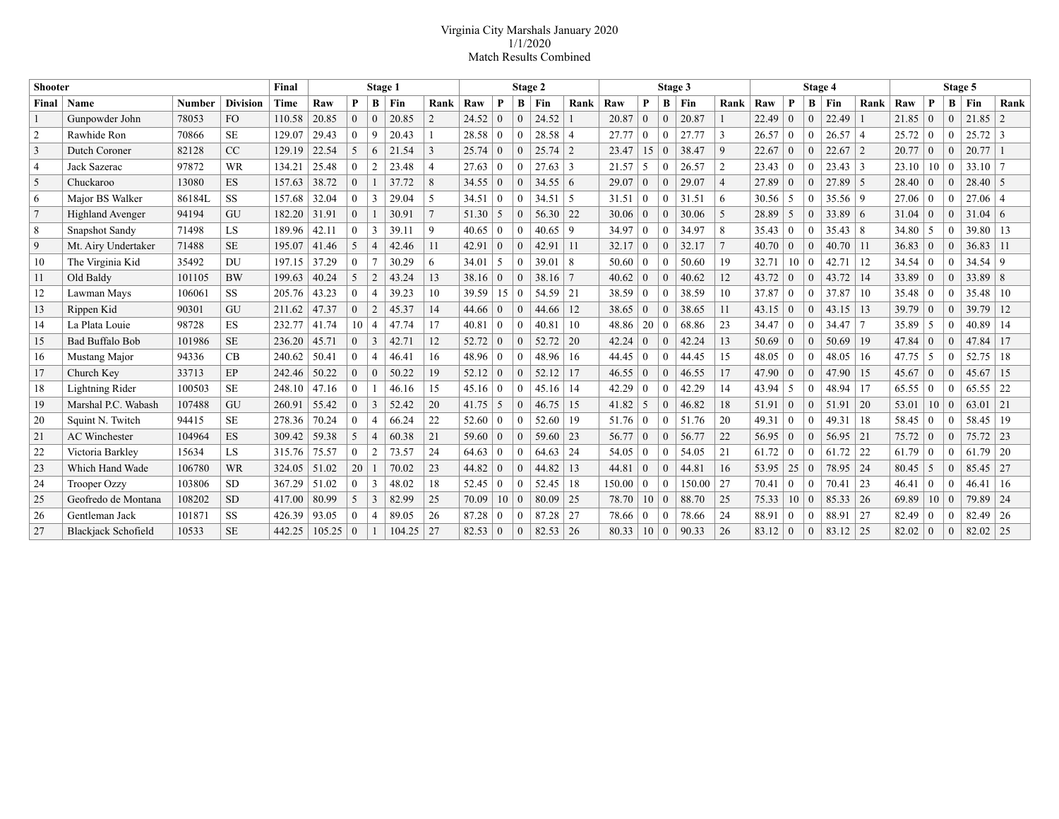Virginia City Marshals January 2020
1/1/2020
Match Results Combined

| Shooter | | | | Final | Stage 1 | | | | | Stage 2 | | | | | Stage 3 | | | | | Stage 4 | | | | | Stage 5 | | | | |
|---|---|---|---|---|---|---|---|---|---|---|---|---|---|---|---|---|---|---|---|---|---|---|---|---|---|---|---|---|---|
| Final | Name | Number | Division | Time | Raw | P | B | Fin | Rank | Raw | P | B | Fin | Rank | Raw | P | B | Fin | Rank | Raw | P | B | Fin | Rank | Raw | P | B | Fin | Rank |
| 1 | Gunpowder John | 78053 | FO | 110.58 | 20.85 | 0 | 0 | 20.85 | 2 | 24.52 | 0 | 0 | 24.52 | 1 | 20.87 | 0 | 0 | 20.87 | 1 | 22.49 | 0 | 0 | 22.49 | 1 | 21.85 | 0 | 0 | 21.85 | 2 |
| 2 | Rawhide Ron | 70866 | SE | 129.07 | 29.43 | 0 | 9 | 20.43 | 1 | 28.58 | 0 | 0 | 28.58 | 4 | 27.77 | 0 | 0 | 27.77 | 3 | 26.57 | 0 | 0 | 26.57 | 4 | 25.72 | 0 | 0 | 25.72 | 3 |
| 3 | Dutch Coroner | 82128 | CC | 129.19 | 22.54 | 5 | 6 | 21.54 | 3 | 25.74 | 0 | 0 | 25.74 | 2 | 23.47 | 15 | 0 | 38.47 | 9 | 22.67 | 0 | 0 | 22.67 | 2 | 20.77 | 0 | 0 | 20.77 | 1 |
| 4 | Jack Sazerac | 97872 | WR | 134.21 | 25.48 | 0 | 2 | 23.48 | 4 | 27.63 | 0 | 0 | 27.63 | 3 | 21.57 | 5 | 0 | 26.57 | 2 | 23.43 | 0 | 0 | 23.43 | 3 | 23.10 | 10 | 0 | 33.10 | 7 |
| 5 | Chuckaroo | 13080 | ES | 157.63 | 38.72 | 0 | 1 | 37.72 | 8 | 34.55 | 0 | 0 | 34.55 | 6 | 29.07 | 0 | 0 | 29.07 | 4 | 27.89 | 0 | 0 | 27.89 | 5 | 28.40 | 0 | 0 | 28.40 | 5 |
| 6 | Major BS Walker | 86184L | SS | 157.68 | 32.04 | 0 | 3 | 29.04 | 5 | 34.51 | 0 | 0 | 34.51 | 5 | 31.51 | 0 | 0 | 31.51 | 6 | 30.56 | 5 | 0 | 35.56 | 9 | 27.06 | 0 | 0 | 27.06 | 4 |
| 7 | Highland Avenger | 94194 | GU | 182.20 | 31.91 | 0 | 1 | 30.91 | 7 | 51.30 | 5 | 0 | 56.30 | 22 | 30.06 | 0 | 0 | 30.06 | 5 | 28.89 | 5 | 0 | 33.89 | 6 | 31.04 | 0 | 0 | 31.04 | 6 |
| 8 | Snapshot Sandy | 71498 | LS | 189.96 | 42.11 | 0 | 3 | 39.11 | 9 | 40.65 | 0 | 0 | 40.65 | 9 | 34.97 | 0 | 0 | 34.97 | 8 | 35.43 | 0 | 0 | 35.43 | 8 | 34.80 | 5 | 0 | 39.80 | 13 |
| 9 | Mt. Airy Undertaker | 71488 | SE | 195.07 | 41.46 | 5 | 4 | 42.46 | 11 | 42.91 | 0 | 0 | 42.91 | 11 | 32.17 | 0 | 0 | 32.17 | 7 | 40.70 | 0 | 0 | 40.70 | 11 | 36.83 | 0 | 0 | 36.83 | 11 |
| 10 | The Virginia Kid | 35492 | DU | 197.15 | 37.29 | 0 | 7 | 30.29 | 6 | 34.01 | 5 | 0 | 39.01 | 8 | 50.60 | 0 | 0 | 50.60 | 19 | 32.71 | 10 | 0 | 42.71 | 12 | 34.54 | 0 | 0 | 34.54 | 9 |
| 11 | Old Baldy | 101105 | BW | 199.63 | 40.24 | 5 | 2 | 43.24 | 13 | 38.16 | 0 | 0 | 38.16 | 7 | 40.62 | 0 | 0 | 40.62 | 12 | 43.72 | 0 | 0 | 43.72 | 14 | 33.89 | 0 | 0 | 33.89 | 8 |
| 12 | Lawman Mays | 106061 | SS | 205.76 | 43.23 | 0 | 4 | 39.23 | 10 | 39.59 | 15 | 0 | 54.59 | 21 | 38.59 | 0 | 0 | 38.59 | 10 | 37.87 | 0 | 0 | 37.87 | 10 | 35.48 | 0 | 0 | 35.48 | 10 |
| 13 | Rippen Kid | 90301 | GU | 211.62 | 47.37 | 0 | 2 | 45.37 | 14 | 44.66 | 0 | 0 | 44.66 | 12 | 38.65 | 0 | 0 | 38.65 | 11 | 43.15 | 0 | 0 | 43.15 | 13 | 39.79 | 0 | 0 | 39.79 | 12 |
| 14 | La Plata Louie | 98728 | ES | 232.77 | 41.74 | 10 | 4 | 47.74 | 17 | 40.81 | 0 | 0 | 40.81 | 10 | 48.86 | 20 | 0 | 68.86 | 23 | 34.47 | 0 | 0 | 34.47 | 7 | 35.89 | 5 | 0 | 40.89 | 14 |
| 15 | Bad Buffalo Bob | 101986 | SE | 236.20 | 45.71 | 0 | 3 | 42.71 | 12 | 52.72 | 0 | 0 | 52.72 | 20 | 42.24 | 0 | 0 | 42.24 | 13 | 50.69 | 0 | 0 | 50.69 | 19 | 47.84 | 0 | 0 | 47.84 | 17 |
| 16 | Mustang Major | 94336 | CB | 240.62 | 50.41 | 0 | 4 | 46.41 | 16 | 48.96 | 0 | 0 | 48.96 | 16 | 44.45 | 0 | 0 | 44.45 | 15 | 48.05 | 0 | 0 | 48.05 | 16 | 47.75 | 5 | 0 | 52.75 | 18 |
| 17 | Church Key | 33713 | EP | 242.46 | 50.22 | 0 | 0 | 50.22 | 19 | 52.12 | 0 | 0 | 52.12 | 17 | 46.55 | 0 | 0 | 46.55 | 17 | 47.90 | 0 | 0 | 47.90 | 15 | 45.67 | 0 | 0 | 45.67 | 15 |
| 18 | Lightning Rider | 100503 | SE | 248.10 | 47.16 | 0 | 1 | 46.16 | 15 | 45.16 | 0 | 0 | 45.16 | 14 | 42.29 | 0 | 0 | 42.29 | 14 | 43.94 | 5 | 0 | 48.94 | 17 | 65.55 | 0 | 0 | 65.55 | 22 |
| 19 | Marshal P.C. Wabash | 107488 | GU | 260.91 | 55.42 | 0 | 3 | 52.42 | 20 | 41.75 | 5 | 0 | 46.75 | 15 | 41.82 | 5 | 0 | 46.82 | 18 | 51.91 | 0 | 0 | 51.91 | 20 | 53.01 | 10 | 0 | 63.01 | 21 |
| 20 | Squint N. Twitch | 94415 | SE | 278.36 | 70.24 | 0 | 4 | 66.24 | 22 | 52.60 | 0 | 0 | 52.60 | 19 | 51.76 | 0 | 0 | 51.76 | 20 | 49.31 | 0 | 0 | 49.31 | 18 | 58.45 | 0 | 0 | 58.45 | 19 |
| 21 | AC Winchester | 104964 | ES | 309.42 | 59.38 | 5 | 4 | 60.38 | 21 | 59.60 | 0 | 0 | 59.60 | 23 | 56.77 | 0 | 0 | 56.77 | 22 | 56.95 | 0 | 0 | 56.95 | 21 | 75.72 | 0 | 0 | 75.72 | 23 |
| 22 | Victoria Barkley | 15634 | LS | 315.76 | 75.57 | 0 | 2 | 73.57 | 24 | 64.63 | 0 | 0 | 64.63 | 24 | 54.05 | 0 | 0 | 54.05 | 21 | 61.72 | 0 | 0 | 61.72 | 22 | 61.79 | 0 | 0 | 61.79 | 20 |
| 23 | Which Hand Wade | 106780 | WR | 324.05 | 51.02 | 20 | 1 | 70.02 | 23 | 44.82 | 0 | 0 | 44.82 | 13 | 44.81 | 0 | 0 | 44.81 | 16 | 53.95 | 25 | 0 | 78.95 | 24 | 80.45 | 5 | 0 | 85.45 | 27 |
| 24 | Trooper Ozzy | 103806 | SD | 367.29 | 51.02 | 0 | 3 | 48.02 | 18 | 52.45 | 0 | 0 | 52.45 | 18 | 150.00 | 0 | 0 | 150.00 | 27 | 70.41 | 0 | 0 | 70.41 | 23 | 46.41 | 0 | 0 | 46.41 | 16 |
| 25 | Geofredo de Montana | 108202 | SD | 417.00 | 80.99 | 5 | 3 | 82.99 | 25 | 70.09 | 10 | 0 | 80.09 | 25 | 78.70 | 10 | 0 | 88.70 | 25 | 75.33 | 10 | 0 | 85.33 | 26 | 69.89 | 10 | 0 | 79.89 | 24 |
| 26 | Gentleman Jack | 101871 | SS | 426.39 | 93.05 | 0 | 4 | 89.05 | 26 | 87.28 | 0 | 0 | 87.28 | 27 | 78.66 | 0 | 0 | 78.66 | 24 | 88.91 | 0 | 0 | 88.91 | 27 | 82.49 | 0 | 0 | 82.49 | 26 |
| 27 | Blackjack Schofield | 10533 | SE | 442.25 | 105.25 | 0 | 1 | 104.25 | 27 | 82.53 | 0 | 0 | 82.53 | 26 | 80.33 | 10 | 0 | 90.33 | 26 | 83.12 | 0 | 0 | 83.12 | 25 | 82.02 | 0 | 0 | 82.02 | 25 |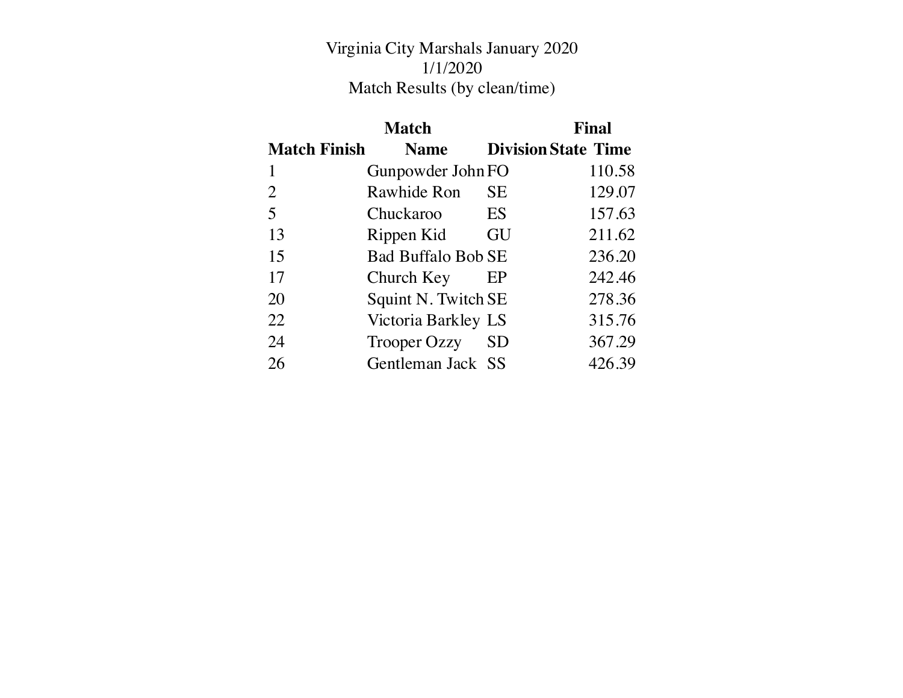Virginia City Marshals January 2020

1/1/2020

Match Results (by clean/time)

| Match Finish | Match Name | Division | State | Final Time |
|---|---|---|---|---|
| 1 | Gunpowder John | FO | | 110.58 |
| 2 | Rawhide Ron | SE | | 129.07 |
| 5 | Chuckaroo | ES | | 157.63 |
| 13 | Rippen Kid | GU | | 211.62 |
| 15 | Bad Buffalo Bob | SE | | 236.20 |
| 17 | Church Key | EP | | 242.46 |
| 20 | Squint N. Twitch | SE | | 278.36 |
| 22 | Victoria Barkley | LS | | 315.76 |
| 24 | Trooper Ozzy | SD | | 367.29 |
| 26 | Gentleman Jack | SS | | 426.39 |